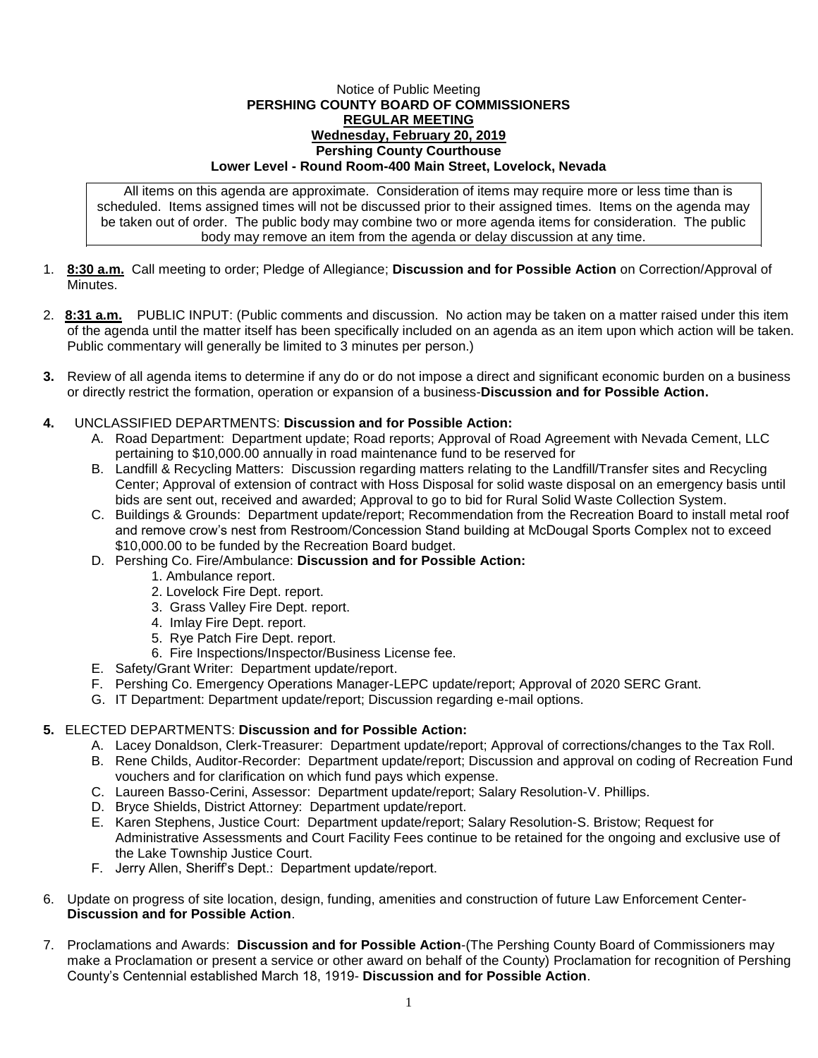Notice of Public Meeting

**PERSHING COUNTY BOARD OF COMMISSIONERS**

**REGULAR MEETING**

**Wednesday, February 20, 2019**

**Pershing County Courthouse**

**Lower Level - Round Room-400 Main Street, Lovelock, Nevada**

All items on this agenda are approximate. Consideration of items may require more or less time than is scheduled. Items assigned times will not be discussed prior to their assigned times. Items on the agenda may be taken out of order. The public body may combine two or more agenda items for consideration. The public body may remove an item from the agenda or delay discussion at any time.

1. **8:30 a.m.** Call meeting to order; Pledge of Allegiance; **Discussion and for Possible Action** on Correction/Approval of Minutes.

2. **8:31 a.m.** PUBLIC INPUT: (Public comments and discussion. No action may be taken on a matter raised under this item of the agenda until the matter itself has been specifically included on an agenda as an item upon which action will be taken. Public commentary will generally be limited to 3 minutes per person.)

3. Review of all agenda items to determine if any do or do not impose a direct and significant economic burden on a business or directly restrict the formation, operation or expansion of a business-**Discussion and for Possible Action.**

4. UNCLASSIFIED DEPARTMENTS: **Discussion and for Possible Action:**
   - A. Road Department: Department update; Road reports; Approval of Road Agreement with Nevada Cement, LLC pertaining to $10,000.00 annually in road maintenance fund to be reserved for
   - B. Landfill & Recycling Matters: Discussion regarding matters relating to the Landfill/Transfer sites and Recycling Center; Approval of extension of contract with Hoss Disposal for solid waste disposal on an emergency basis until bids are sent out, received and awarded; Approval to go to bid for Rural Solid Waste Collection System.
   - C. Buildings & Grounds: Department update/report; Recommendation from the Recreation Board to install metal roof and remove crow's nest from Restroom/Concession Stand building at McDougal Sports Complex not to exceed $10,000.00 to be funded by the Recreation Board budget.
   - D. Pershing Co. Fire/Ambulance: **Discussion and for Possible Action:**
     1. Ambulance report.
     2. Lovelock Fire Dept. report.
     3. Grass Valley Fire Dept. report.
     4. Imlay Fire Dept. report.
     5. Rye Patch Fire Dept. report.
     6. Fire Inspections/Inspector/Business License fee.
   - E. Safety/Grant Writer: Department update/report.
   - F. Pershing Co. Emergency Operations Manager-LEPC update/report; Approval of 2020 SERC Grant.
   - G. IT Department: Department update/report; Discussion regarding e-mail options.

5. ELECTED DEPARTMENTS: **Discussion and for Possible Action:**
   - A. Lacey Donaldson, Clerk-Treasurer: Department update/report; Approval of corrections/changes to the Tax Roll.
   - B. Rene Childs, Auditor-Recorder: Department update/report; Discussion and approval on coding of Recreation Fund vouchers and for clarification on which fund pays which expense.
   - C. Laureen Basso-Cerini, Assessor: Department update/report; Salary Resolution-V. Phillips.
   - D. Bryce Shields, District Attorney: Department update/report.
   - E. Karen Stephens, Justice Court: Department update/report; Salary Resolution-S. Bristow; Request for Administrative Assessments and Court Facility Fees continue to be retained for the ongoing and exclusive use of the Lake Township Justice Court.
   - F. Jerry Allen, Sheriff's Dept.: Department update/report.

6. Update on progress of site location, design, funding, amenities and construction of future Law Enforcement Center-**Discussion and for Possible Action**.

7. Proclamations and Awards: **Discussion and for Possible Action**-(The Pershing County Board of Commissioners may make a Proclamation or present a service or other award on behalf of the County) Proclamation for recognition of Pershing County's Centennial established March 18, 1919- **Discussion and for Possible Action**.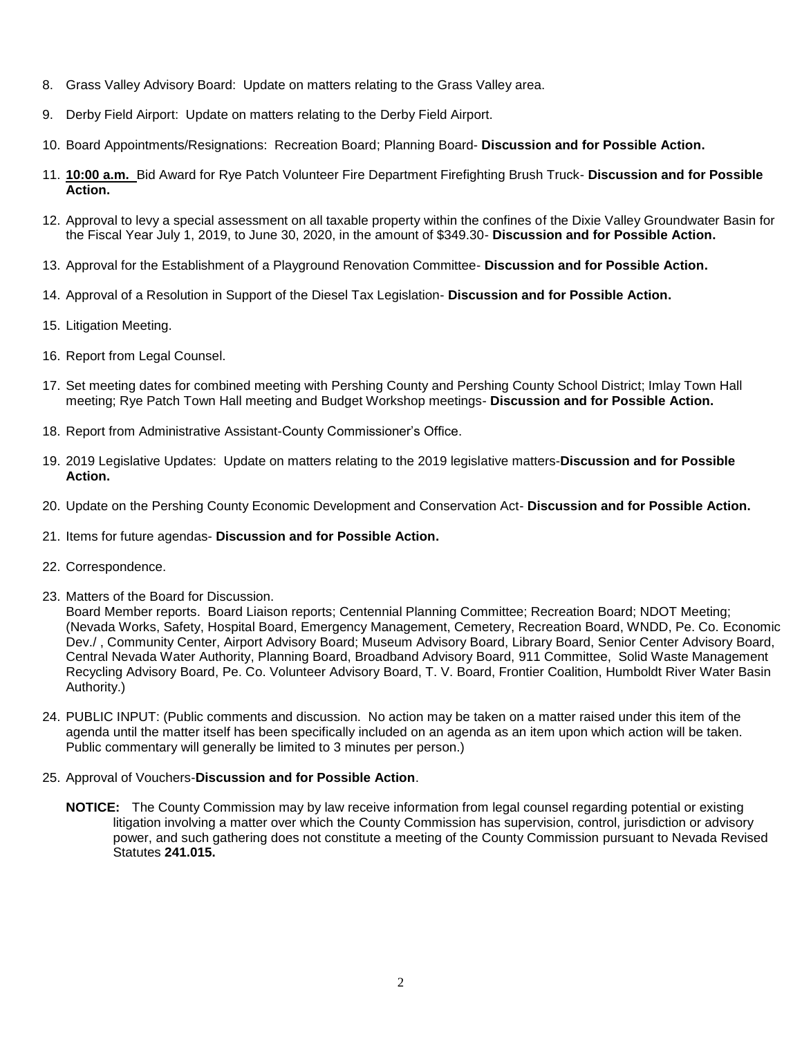8. Grass Valley Advisory Board: Update on matters relating to the Grass Valley area.

9. Derby Field Airport: Update on matters relating to the Derby Field Airport.

10. Board Appointments/Resignations: Recreation Board; Planning Board- **Discussion and for Possible Action.**

11. **10:00 a.m.** Bid Award for Rye Patch Volunteer Fire Department Firefighting Brush Truck- **Discussion and for Possible Action.**

12. Approval to levy a special assessment on all taxable property within the confines of the Dixie Valley Groundwater Basin for the Fiscal Year July 1, 2019, to June 30, 2020, in the amount of $349.30- **Discussion and for Possible Action.**

13. Approval for the Establishment of a Playground Renovation Committee- **Discussion and for Possible Action.**

14. Approval of a Resolution in Support of the Diesel Tax Legislation- **Discussion and for Possible Action.**

15. Litigation Meeting.

16. Report from Legal Counsel.

17. Set meeting dates for combined meeting with Pershing County and Pershing County School District; Imlay Town Hall meeting; Rye Patch Town Hall meeting and Budget Workshop meetings- **Discussion and for Possible Action.**

18. Report from Administrative Assistant-County Commissioner's Office.

19. 2019 Legislative Updates: Update on matters relating to the 2019 legislative matters-**Discussion and for Possible Action.**

20. Update on the Pershing County Economic Development and Conservation Act- **Discussion and for Possible Action.**

21. Items for future agendas- **Discussion and for Possible Action.**

22. Correspondence.

23. Matters of the Board for Discussion.
    Board Member reports. Board Liaison reports; Centennial Planning Committee; Recreation Board; NDOT Meeting; (Nevada Works, Safety, Hospital Board, Emergency Management, Cemetery, Recreation Board, WNDD, Pe. Co. Economic Dev./ , Community Center, Airport Advisory Board; Museum Advisory Board, Library Board, Senior Center Advisory Board, Central Nevada Water Authority, Planning Board, Broadband Advisory Board, 911 Committee, Solid Waste Management Recycling Advisory Board, Pe. Co. Volunteer Advisory Board, T. V. Board, Frontier Coalition, Humboldt River Water Basin Authority.)

24. PUBLIC INPUT: (Public comments and discussion. No action may be taken on a matter raised under this item of the agenda until the matter itself has been specifically included on an agenda as an item upon which action will be taken. Public commentary will generally be limited to 3 minutes per person.)

25. Approval of Vouchers-**Discussion and for Possible Action**.

    **NOTICE:** The County Commission may by law receive information from legal counsel regarding potential or existing litigation involving a matter over which the County Commission has supervision, control, jurisdiction or advisory power, and such gathering does not constitute a meeting of the County Commission pursuant to Nevada Revised Statutes **241.015.**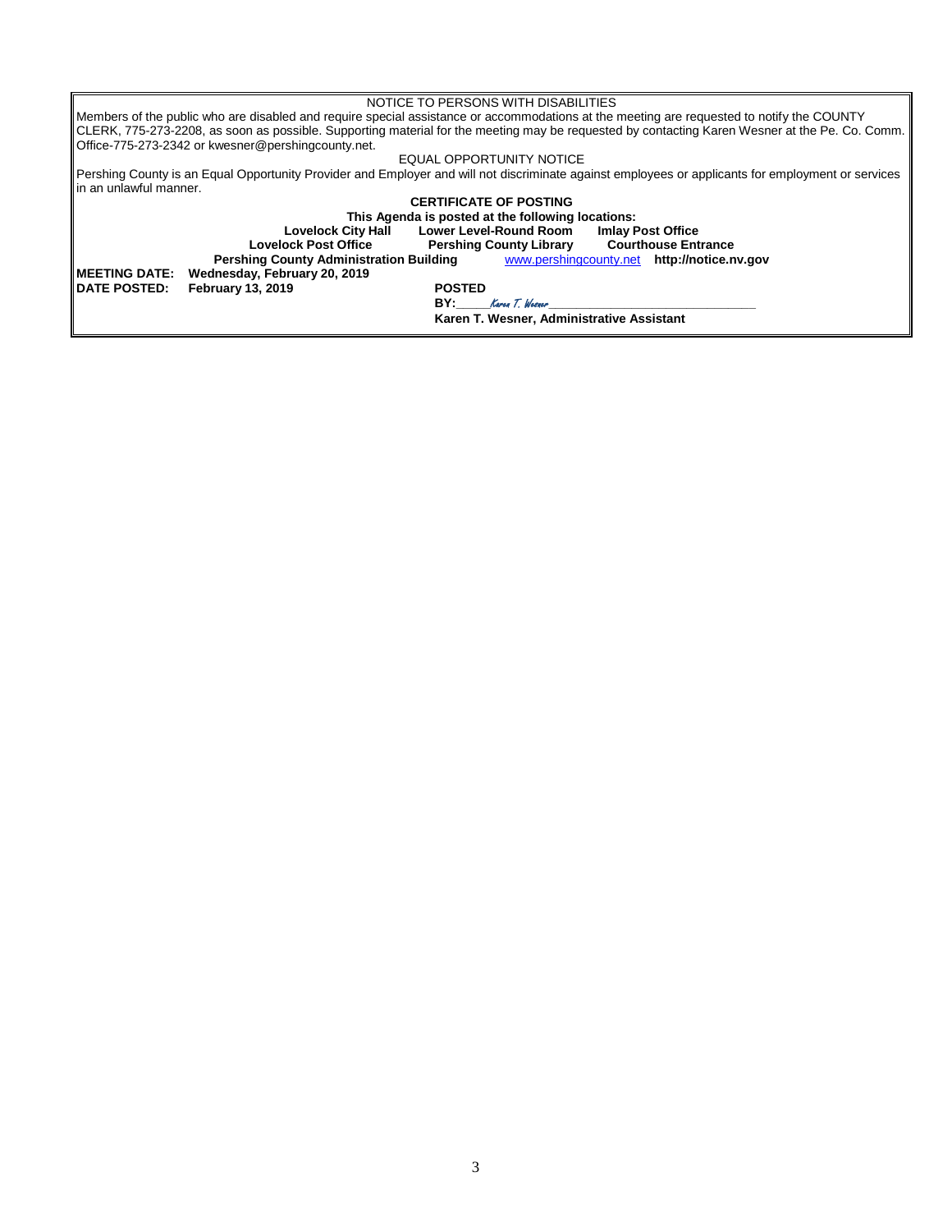NOTICE TO PERSONS WITH DISABILITIES

Members of the public who are disabled and require special assistance or accommodations at the meeting are requested to notify the COUNTY CLERK, 775-273-2208, as soon as possible. Supporting material for the meeting may be requested by contacting Karen Wesner at the Pe. Co. Comm. Office-775-273-2342 or kwesner@pershingcounty.net.

EQUAL OPPORTUNITY NOTICE

Pershing County is an Equal Opportunity Provider and Employer and will not discriminate against employees or applicants for employment or services in an unlawful manner.

**CERTIFICATE OF POSTING**

**This Agenda is posted at the following locations:**

**Lovelock City Hall Lower Level-Round Room Imlay Post Office**

**Lovelock Post Office Pershing County Library Courthouse Entrance**

**Pershing County Administration Building** www.pershingcounty.net **http://notice.nv.gov**

**MEETING DATE: Wednesday, February 20, 2019**

**DATE POSTED: February 13, 2019**

**POSTED**

**BY:**_____*Karen T. Wesner*______________________________

**Karen T. Wesner, Administrative Assistant**